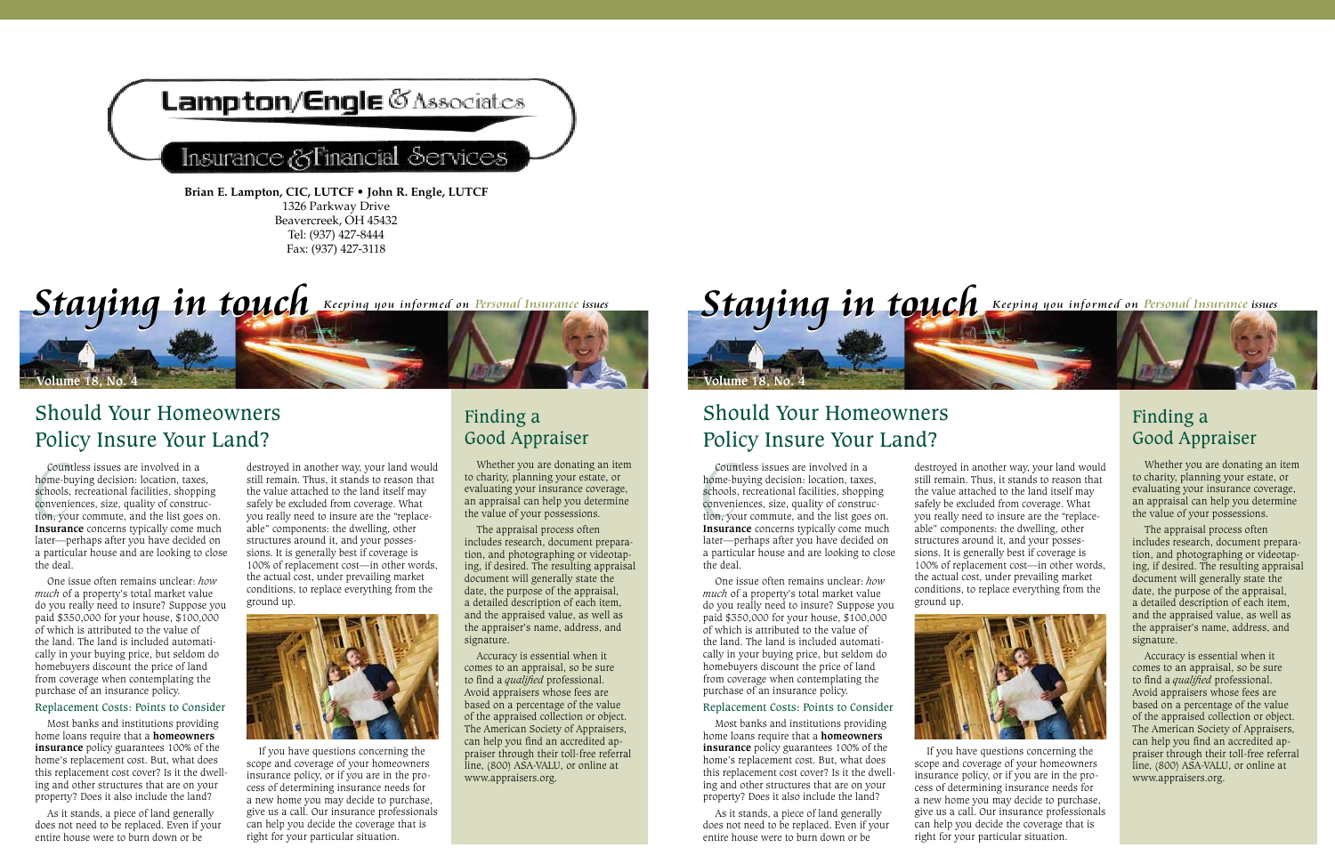Lampton/Engle & Associates

Insurance & Financial Services

**Brian E. Lampton, CIC, LUTCF • John R. Engle, LUTCF**
1326 Parkway Drive
Beavercreek, OH 45432
Tel: (937) 427-8444
Fax: (937) 427-3118

# Staying in touch

*Keeping you informed on Personal Insurance issues*

Volume 18, No. 4

## Should Your Homeowners Policy Insure Your Land?

Countless issues are involved in a home-buying decision: location, taxes, schools, recreational facilities, shopping conveniences, size, quality of construction, your commute, and the list goes on. **Insurance** concerns typically come much later—perhaps after you have decided on a particular house and are looking to close the deal.

One issue often remains unclear: *how much* of a property's total market value do you really need to insure? Suppose you paid $350,000 for your house, $100,000 of which is attributed to the value of the land. The land is included automatically in your buying price, but seldom do homebuyers discount the price of land from coverage when contemplating the purchase of an insurance policy.

### Replacement Costs: Points to Consider

Most banks and institutions providing home loans require that a **homeowners insurance** policy guarantees 100% of the home's replacement cost. But, what does this replacement cost cover? Is it the dwelling and other structures that are on your property? Does it also include the land?

As it stands, a piece of land generally does not need to be replaced. Even if your entire house were to burn down or be destroyed in another way, your land would still remain. Thus, it stands to reason that the value attached to the land itself may safely be excluded from coverage. What you really need to insure are the "replaceable" components: the dwelling, other structures around it, and your possessions. It is generally best if coverage is 100% of replacement cost—in other words, the actual cost, under prevailing market conditions, to replace everything from the ground up.

If you have questions concerning the scope and coverage of your homeowners insurance policy, or if you are in the process of determining insurance needs for a new home you may decide to purchase, give us a call. Our insurance professionals can help you decide the coverage that is right for your particular situation.

## Finding a Good Appraiser

Whether you are donating an item to charity, planning your estate, or evaluating your insurance coverage, an appraisal can help you determine the value of your possessions.

The appraisal process often includes research, document preparation, and photographing or videotaping, if desired. The resulting appraisal document will generally state the date, the purpose of the appraisal, a detailed description of each item, and the appraised value, as well as the appraiser's name, address, and signature.

Accuracy is essential when it comes to an appraisal, so be sure to find a *qualified* professional. Avoid appraisers whose fees are based on a percentage of the value of the appraised collection or object. The American Society of Appraisers, can help you find an accredited appraiser through their toll-free referral line, (800) ASA-VALU, or online at www.appraisers.org.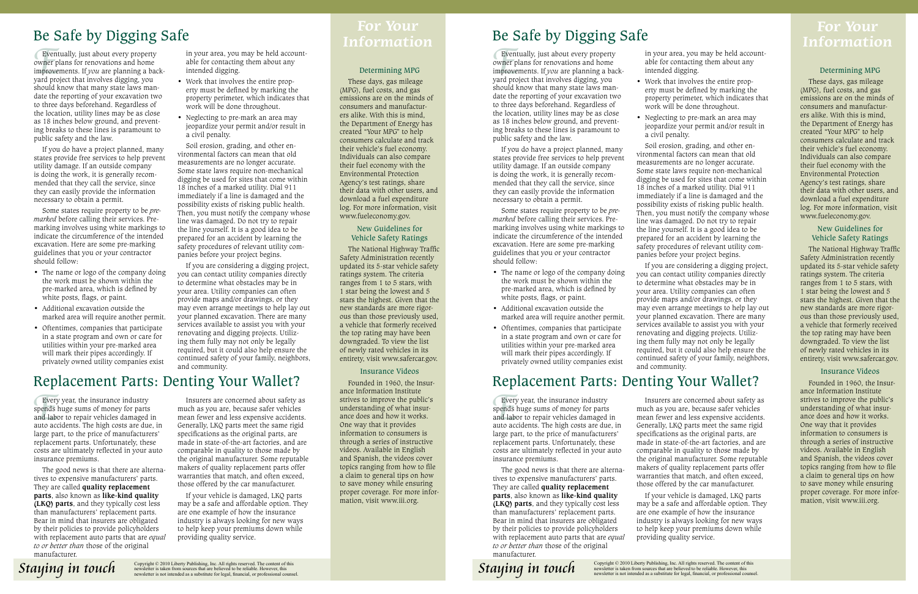# Be Safe by Digging Safe

Eventually, just about every property owner plans for renovations and home improvements. If *you* are planning a backyard project that involves digging, you should know that many state laws mandate the reporting of your excavation two to three days beforehand. Regardless of the location, utility lines may be as close as 18 inches below ground, and preventing breaks to these lines is paramount to public safety and the law.

If you do have a project planned, many states provide free services to help prevent utility damage. If an outside company is doing the work, it is generally recommended that they call the service, since they can easily provide the information necessary to obtain a permit.

Some states require property to be *pre-marked* before calling their services. Pre-marking involves using white markings to indicate the circumference of the intended excavation. Here are some pre-marking guidelines that you or your contractor should follow:

- The name or logo of the company doing the work must be shown within the pre-marked area, which is defined by white posts, flags, or paint.
- Additional excavation outside the marked area will require another permit.
- Oftentimes, companies that participate in a state program and own or care for utilities within your pre-marked area will mark their pipes accordingly. If privately owned utility companies exist in your area, you may be held accountable for contacting them about any intended digging.
- Work that involves the entire property must be defined by marking the property perimeter, which indicates that work will be done throughout.
- Neglecting to pre-mark an area may jeopardize your permit and/or result in a civil penalty.

Soil erosion, grading, and other environmental factors can mean that old measurements are no longer accurate. Some state laws require non-mechanical digging be used for sites that come within 18 inches of a marked utility. Dial 911 immediately if a line is damaged and the possibility exists of risking public health. Then, you must notify the company whose line was damaged. Do not try to repair the line yourself. It is a good idea to be prepared for an accident by learning the safety procedures of relevant utility companies before your project begins.

If you are considering a digging project, you can contact utility companies directly to determine what obstacles may be in your area. Utility companies can often provide maps and/or drawings, or they may even arrange meetings to help lay out your planned excavation. There are many services available to assist you with your renovating and digging projects. Utilizing them fully may not only be legally required, but it could also help ensure the continued safety of your family, neighbors, and community.

# Replacement Parts: Denting Your Wallet?

Every year, the insurance industry spends huge sums of money for parts and labor to repair vehicles damaged in auto accidents. The high costs are due, in large part, to the price of manufacturers' replacement parts. Unfortunately, these costs are ultimately reflected in your auto insurance premiums.

The good news is that there are alternatives to expensive manufacturers' parts. They are called **quality replacement parts**, also known as **like-kind quality (LKQ) parts**, and they typically cost less than manufacturers' replacement parts. Bear in mind that insurers are obligated by their policies to provide policyholders with replacement auto parts that are *equal to or better than* those of the original manufacturer.

Insurers are concerned about safety as much as you are, because safer vehicles mean fewer and less expensive accidents. Generally, LKQ parts meet the same rigid specifications as the original parts, are made in state-of-the-art factories, and are comparable in quality to those made by the original manufacturer. Some reputable makers of quality replacement parts offer warranties that match, and often exceed, those offered by the car manufacturer.

If your vehicle is damaged, LKQ parts may be a safe and affordable option. They are one example of how the insurance industry is always looking for new ways to help keep your premiums down while providing quality service.

# For Your Information

## Determining MPG

These days, gas mileage (MPG), fuel costs, and gas emissions are on the minds of consumers and manufacturers alike. With this is mind, the Department of Energy has created "Your MPG" to help consumers calculate and track their vehicle's fuel economy. Individuals can also compare their fuel economy with the Environmental Protection Agency's test ratings, share their data with other users, and download a fuel expenditure log. For more information, visit www.fueleconomy.gov.

## New Guidelines for Vehicle Safety Ratings

The National Highway Traffic Safety Administration recently updated its 5-star vehicle safety ratings system. The criteria ranges from 1 to 5 stars, with 1 star being the lowest and 5 stars the highest. Given that the new standards are more rigorous than those previously used, a vehicle that formerly received the top rating may have been downgraded. To view the list of newly rated vehicles in its entirety, visit www.safercar.gov.

## Insurance Videos

Founded in 1960, the Insurance Information Institute strives to improve the public's understanding of what insurance does and how it works. One way that it provides information to consumers is through a series of instructive videos. Available in English and Spanish, the videos cover topics ranging from how to file a claim to general tips on how to save money while ensuring proper coverage. For more information, visit www.iii.org.

*Staying in touch*

Copyright © 2010 Liberty Publishing, Inc. All rights reserved. The content of this newsletter is taken from sources that are believed to be reliable. However, this newsletter is not intended as a substitute for legal, financial, or professional counsel.

# Be Safe by Digging Safe

Eventually, just about every property owner plans for renovations and home improvements. If *you* are planning a backyard project that involves digging, you should know that many state laws mandate the reporting of your excavation two to three days beforehand. Regardless of the location, utility lines may be as close as 18 inches below ground, and preventing breaks to these lines is paramount to public safety and the law.

If you do have a project planned, many states provide free services to help prevent utility damage. If an outside company is doing the work, it is generally recommended that they call the service, since they can easily provide the information necessary to obtain a permit.

Some states require property to be *pre-marked* before calling their services. Pre-marking involves using white markings to indicate the circumference of the intended excavation. Here are some pre-marking guidelines that you or your contractor should follow:

- The name or logo of the company doing the work must be shown within the pre-marked area, which is defined by white posts, flags, or paint.
- Additional excavation outside the marked area will require another permit.
- Oftentimes, companies that participate in a state program and own or care for utilities within your pre-marked area will mark their pipes accordingly. If privately owned utility companies exist in your area, you may be held accountable for contacting them about any intended digging.
- Work that involves the entire property must be defined by marking the property perimeter, which indicates that work will be done throughout.
- Neglecting to pre-mark an area may jeopardize your permit and/or result in a civil penalty.

Soil erosion, grading, and other environmental factors can mean that old measurements are no longer accurate. Some state laws require non-mechanical digging be used for sites that come within 18 inches of a marked utility. Dial 911 immediately if a line is damaged and the possibility exists of risking public health. Then, you must notify the company whose line was damaged. Do not try to repair the line yourself. It is a good idea to be prepared for an accident by learning the safety procedures of relevant utility companies before your project begins.

If you are considering a digging project, you can contact utility companies directly to determine what obstacles may be in your area. Utility companies can often provide maps and/or drawings, or they may even arrange meetings to help lay out your planned excavation. There are many services available to assist you with your renovating and digging projects. Utilizing them fully may not only be legally required, but it could also help ensure the continued safety of your family, neighbors, and community.

# Replacement Parts: Denting Your Wallet?

Every year, the insurance industry spends huge sums of money for parts and labor to repair vehicles damaged in auto accidents. The high costs are due, in large part, to the price of manufacturers' replacement parts. Unfortunately, these costs are ultimately reflected in your auto insurance premiums.

The good news is that there are alternatives to expensive manufacturers' parts. They are called **quality replacement parts**, also known as **like-kind quality (LKQ) parts**, and they typically cost less than manufacturers' replacement parts. Bear in mind that insurers are obligated by their policies to provide policyholders with replacement auto parts that are *equal to or better than* those of the original manufacturer.

Insurers are concerned about safety as much as you are, because safer vehicles mean fewer and less expensive accidents. Generally, LKQ parts meet the same rigid specifications as the original parts, are made in state-of-the-art factories, and are comparable in quality to those made by the original manufacturer. Some reputable makers of quality replacement parts offer warranties that match, and often exceed, those offered by the car manufacturer.

If your vehicle is damaged, LKQ parts may be a safe and affordable option. They are one example of how the insurance industry is always looking for new ways to help keep your premiums down while providing quality service.

# For Your Information

## Determining MPG

These days, gas mileage (MPG), fuel costs, and gas emissions are on the minds of consumers and manufacturers alike. With this is mind, the Department of Energy has created "Your MPG" to help consumers calculate and track their vehicle's fuel economy. Individuals can also compare their fuel economy with the Environmental Protection Agency's test ratings, share their data with other users, and download a fuel expenditure log. For more information, visit www.fueleconomy.gov.

## New Guidelines for Vehicle Safety Ratings

The National Highway Traffic Safety Administration recently updated its 5-star vehicle safety ratings system. The criteria ranges from 1 to 5 stars, with 1 star being the lowest and 5 stars the highest. Given that the new standards are more rigorous than those previously used, a vehicle that formerly received the top rating may have been downgraded. To view the list of newly rated vehicles in its entirety, visit www.safercar.gov.

## Insurance Videos

Founded in 1960, the Insurance Information Institute strives to improve the public's understanding of what insurance does and how it works. One way that it provides information to consumers is through a series of instructive videos. Available in English and Spanish, the videos cover topics ranging from how to file a claim to general tips on how to save money while ensuring proper coverage. For more information, visit www.iii.org.

*Staying in touch*

Copyright © 2010 Liberty Publishing, Inc. All rights reserved. The content of this newsletter is taken from sources that are believed to be reliable. However, this newsletter is not intended as a substitute for legal, financial, or professional counsel.